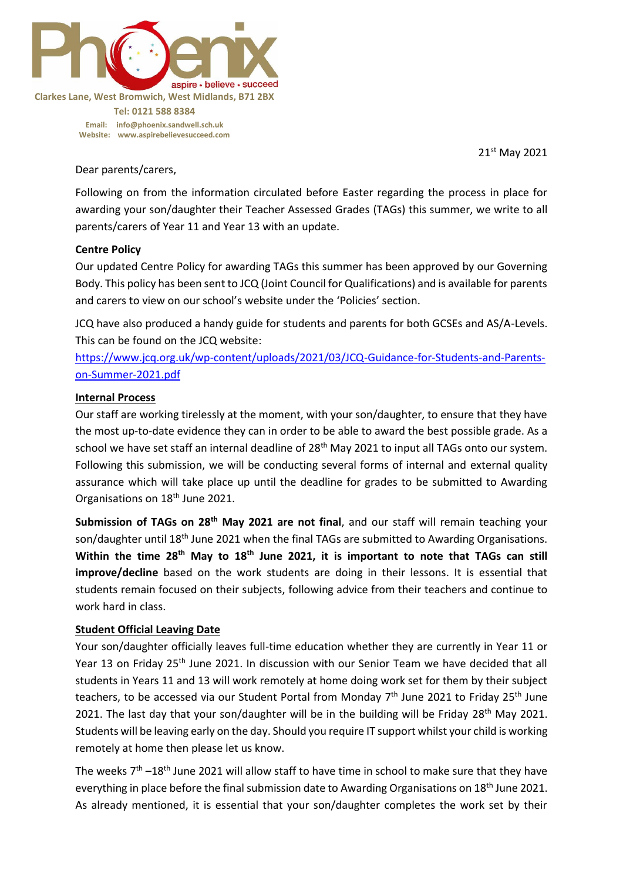Phoenix

aspire • believe • succeed

Clarkes Lane, West Bromwich, West Midlands, B71 2BX

Tel: 0121 588 8384

Email: info@phoenix.sandwell.sch.uk
Website: www.aspirebelievesucceed.com

21st May 2021

Dear parents/carers,

Following on from the information circulated before Easter regarding the process in place for awarding your son/daughter their Teacher Assessed Grades (TAGs) this summer, we write to all parents/carers of Year 11 and Year 13 with an update.

**Centre Policy**

Our updated Centre Policy for awarding TAGs this summer has been approved by our Governing Body. This policy has been sent to JCQ (Joint Council for Qualifications) and is available for parents and carers to view on our school's website under the 'Policies' section.

JCQ have also produced a handy guide for students and parents for both GCSEs and AS/A-Levels. This can be found on the JCQ website:
https://www.jcq.org.uk/wp-content/uploads/2021/03/JCQ-Guidance-for-Students-and-Parents-on-Summer-2021.pdf

**Internal Process**

Our staff are working tirelessly at the moment, with your son/daughter, to ensure that they have the most up-to-date evidence they can in order to be able to award the best possible grade. As a school we have set staff an internal deadline of 28th May 2021 to input all TAGs onto our system. Following this submission, we will be conducting several forms of internal and external quality assurance which will take place up until the deadline for grades to be submitted to Awarding Organisations on 18th June 2021.

**Submission of TAGs on 28th May 2021 are not final**, and our staff will remain teaching your son/daughter until 18th June 2021 when the final TAGs are submitted to Awarding Organisations. **Within the time 28th May to 18th June 2021, it is important to note that TAGs can still improve/decline** based on the work students are doing in their lessons. It is essential that students remain focused on their subjects, following advice from their teachers and continue to work hard in class.

**Student Official Leaving Date**

Your son/daughter officially leaves full-time education whether they are currently in Year 11 or Year 13 on Friday 25th June 2021. In discussion with our Senior Team we have decided that all students in Years 11 and 13 will work remotely at home doing work set for them by their subject teachers, to be accessed via our Student Portal from Monday 7th June 2021 to Friday 25th June 2021. The last day that your son/daughter will be in the building will be Friday 28th May 2021. Students will be leaving early on the day. Should you require IT support whilst your child is working remotely at home then please let us know.

The weeks 7th –18th June 2021 will allow staff to have time in school to make sure that they have everything in place before the final submission date to Awarding Organisations on 18th June 2021. As already mentioned, it is essential that your son/daughter completes the work set by their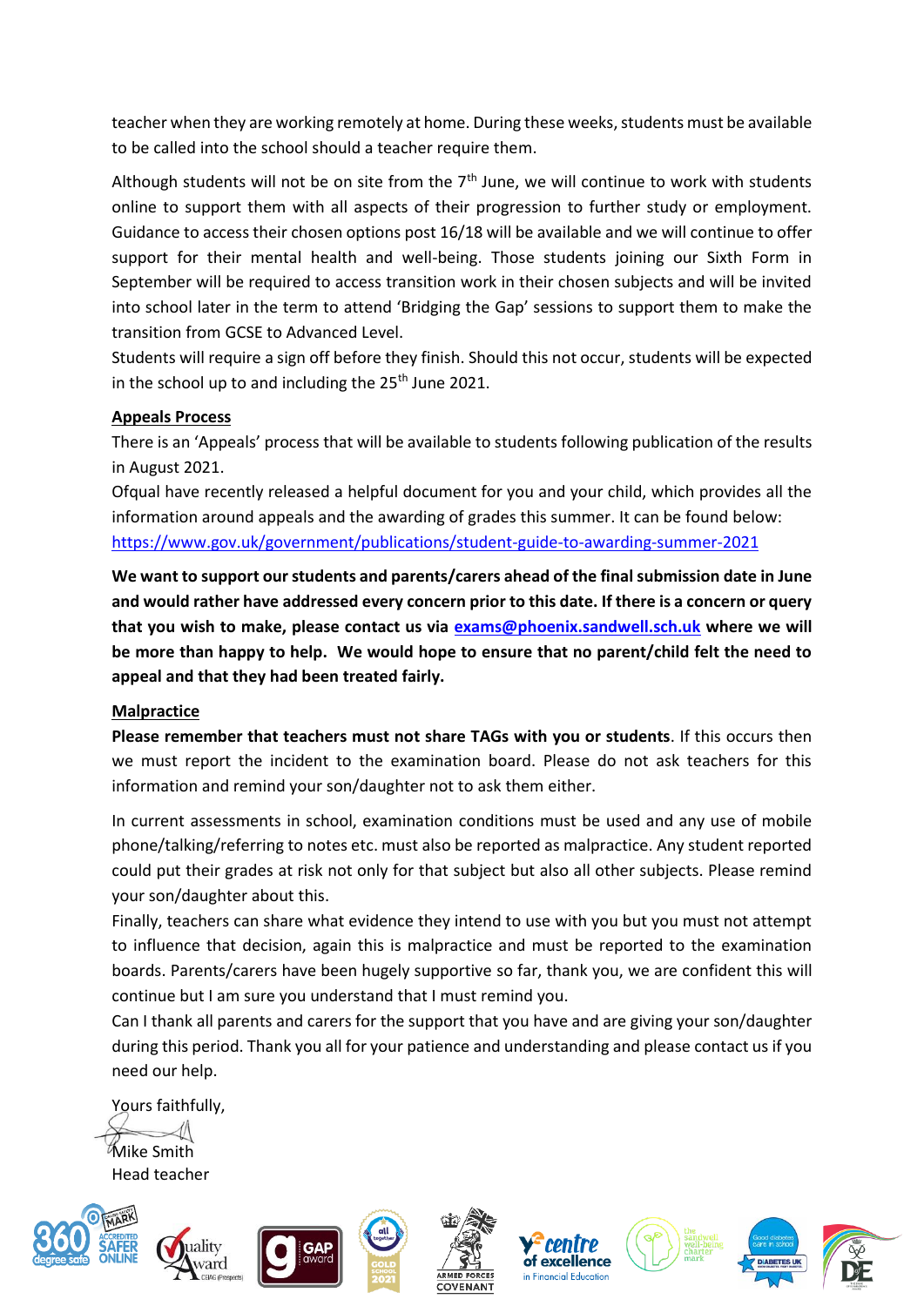teacher when they are working remotely at home. During these weeks, students must be available to be called into the school should a teacher require them.

Although students will not be on site from the 7th June, we will continue to work with students online to support them with all aspects of their progression to further study or employment. Guidance to access their chosen options post 16/18 will be available and we will continue to offer support for their mental health and well-being. Those students joining our Sixth Form in September will be required to access transition work in their chosen subjects and will be invited into school later in the term to attend 'Bridging the Gap' sessions to support them to make the transition from GCSE to Advanced Level.

Students will require a sign off before they finish. Should this not occur, students will be expected in the school up to and including the 25th June 2021.

**Appeals Process**

There is an 'Appeals' process that will be available to students following publication of the results in August 2021.

Ofqual have recently released a helpful document for you and your child, which provides all the information around appeals and the awarding of grades this summer. It can be found below:
https://www.gov.uk/government/publications/student-guide-to-awarding-summer-2021

**We want to support our students and parents/carers ahead of the final submission date in June and would rather have addressed every concern prior to this date. If there is a concern or query that you wish to make, please contact us via exams@phoenix.sandwell.sch.uk where we will be more than happy to help. We would hope to ensure that no parent/child felt the need to appeal and that they had been treated fairly.**

**Malpractice**

**Please remember that teachers must not share TAGs with you or students**. If this occurs then we must report the incident to the examination board. Please do not ask teachers for this information and remind your son/daughter not to ask them either.

In current assessments in school, examination conditions must be used and any use of mobile phone/talking/referring to notes etc. must also be reported as malpractice. Any student reported could put their grades at risk not only for that subject but also all other subjects. Please remind your son/daughter about this.

Finally, teachers can share what evidence they intend to use with you but you must not attempt to influence that decision, again this is malpractice and must be reported to the examination boards. Parents/carers have been hugely supportive so far, thank you, we are confident this will continue but I am sure you understand that I must remind you.

Can I thank all parents and carers for the support that you have and are giving your son/daughter during this period. Thank you all for your patience and understanding and please contact us if you need our help.

Yours faithfully,

Mike Smith
Head teacher